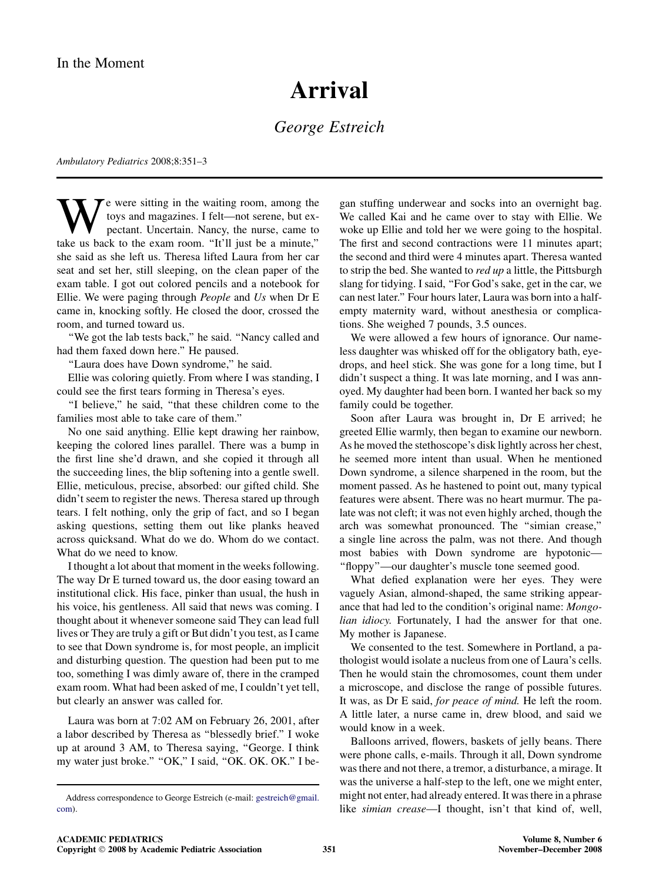In the Moment

# Arrival

*George Estreich*

*Ambulatory Pediatrics* 2008;8:351–3

We were sitting in the waiting room, among the toys and magazines. I felt—not serene, but expectant. Uncertain. Nancy, the nurse, came to take us back to the exam room. "It'll just be a minute," she said as she left us. Theresa lifted Laura from her car seat and set her, still sleeping, on the clean paper of the exam table. I got out colored pencils and a notebook for Ellie. We were paging through *People* and *Us* when Dr E came in, knocking softly. He closed the door, crossed the room, and turned toward us.

"We got the lab tests back," he said. "Nancy called and had them faxed down here." He paused.

"Laura does have Down syndrome," he said.

Ellie was coloring quietly. From where I was standing, I could see the first tears forming in Theresa's eyes.

"I believe," he said, "that these children come to the families most able to take care of them."

No one said anything. Ellie kept drawing her rainbow, keeping the colored lines parallel. There was a bump in the first line she'd drawn, and she copied it through all the succeeding lines, the blip softening into a gentle swell. Ellie, meticulous, precise, absorbed: our gifted child. She didn't seem to register the news. Theresa stared up through tears. I felt nothing, only the grip of fact, and so I began asking questions, setting them out like planks heaved across quicksand. What do we do. Whom do we contact. What do we need to know.

I thought a lot about that moment in the weeks following. The way Dr E turned toward us, the door easing toward an institutional click. His face, pinker than usual, the hush in his voice, his gentleness. All said that news was coming. I thought about it whenever someone said They can lead full lives or They are truly a gift or But didn't you test, as I came to see that Down syndrome is, for most people, an implicit and disturbing question. The question had been put to me too, something I was dimly aware of, there in the cramped exam room. What had been asked of me, I couldn't yet tell, but clearly an answer was called for.

Laura was born at 7:02 AM on February 26, 2001, after a labor described by Theresa as "blessedly brief." I woke up at around 3 AM, to Theresa saying, "George. I think my water just broke." "OK," I said, "OK. OK. OK." I began stuffing underwear and socks into an overnight bag. We called Kai and he came over to stay with Ellie. We woke up Ellie and told her we were going to the hospital. The first and second contractions were 11 minutes apart; the second and third were 4 minutes apart. Theresa wanted to strip the bed. She wanted to *red up* a little, the Pittsburgh slang for tidying. I said, "For God's sake, get in the car, we can nest later." Four hours later, Laura was born into a half-empty maternity ward, without anesthesia or complications. She weighed 7 pounds, 3.5 ounces.

We were allowed a few hours of ignorance. Our nameless daughter was whisked off for the obligatory bath, eyedrops, and heel stick. She was gone for a long time, but I didn't suspect a thing. It was late morning, and I was annoyed. My daughter had been born. I wanted her back so my family could be together.

Soon after Laura was brought in, Dr E arrived; he greeted Ellie warmly, then began to examine our newborn. As he moved the stethoscope's disk lightly across her chest, he seemed more intent than usual. When he mentioned Down syndrome, a silence sharpened in the room, but the moment passed. As he hastened to point out, many typical features were absent. There was no heart murmur. The palate was not cleft; it was not even highly arched, though the arch was somewhat pronounced. The "simian crease," a single line across the palm, was not there. And though most babies with Down syndrome are hypotonic—"floppy"—our daughter's muscle tone seemed good.

What defied explanation were her eyes. They were vaguely Asian, almond-shaped, the same striking appearance that had led to the condition's original name: *Mongolian idiocy.* Fortunately, I had the answer for that one. My mother is Japanese.

We consented to the test. Somewhere in Portland, a pathologist would isolate a nucleus from one of Laura's cells. Then he would stain the chromosomes, count them under a microscope, and disclose the range of possible futures. It was, as Dr E said, *for peace of mind.* He left the room. A little later, a nurse came in, drew blood, and said we would know in a week.

Balloons arrived, flowers, baskets of jelly beans. There were phone calls, e-mails. Through it all, Down syndrome was there and not there, a tremor, a disturbance, a mirage. It was the universe a half-step to the left, one we might enter, might not enter, had already entered. It was there in a phrase like *simian crease*—I thought, isn't that kind of, well,

Address correspondence to George Estreich (e-mail: gestreich@gmail.com).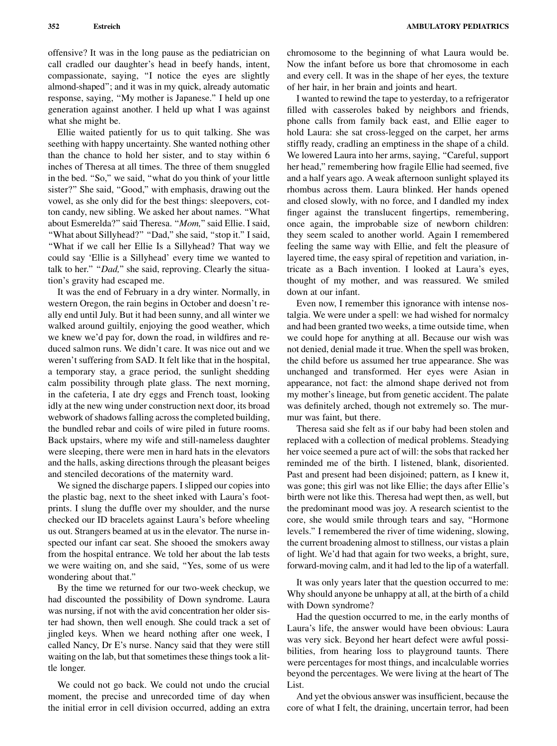offensive? It was in the long pause as the pediatrician on call cradled our daughter's head in beefy hands, intent, compassionate, saying, "I notice the eyes are slightly almond-shaped"; and it was in my quick, already automatic response, saying, "My mother is Japanese." I held up one generation against another. I held up what I was against what she might be.

Ellie waited patiently for us to quit talking. She was seething with happy uncertainty. She wanted nothing other than the chance to hold her sister, and to stay within 6 inches of Theresa at all times. The three of them snuggled in the bed. "So," we said, "what do you think of your little sister?" She said, "Good," with emphasis, drawing out the vowel, as she only did for the best things: sleepovers, cotton candy, new sibling. We asked her about names. "What about Esmerelda?" said Theresa. "*Mom,*" said Ellie. I said, "What about Sillyhead?" "Dad," she said, "stop it." I said, "What if we call her Ellie Is a Sillyhead? That way we could say 'Ellie is a Sillyhead' every time we wanted to talk to her." "*Dad,*" she said, reproving. Clearly the situation's gravity had escaped me.

It was the end of February in a dry winter. Normally, in western Oregon, the rain begins in October and doesn't really end until July. But it had been sunny, and all winter we walked around guiltily, enjoying the good weather, which we knew we'd pay for, down the road, in wildfires and reduced salmon runs. We didn't care. It was nice out and we weren't suffering from SAD. It felt like that in the hospital, a temporary stay, a grace period, the sunlight shedding calm possibility through plate glass. The next morning, in the cafeteria, I ate dry eggs and French toast, looking idly at the new wing under construction next door, its broad webwork of shadows falling across the completed building, the bundled rebar and coils of wire piled in future rooms. Back upstairs, where my wife and still-nameless daughter were sleeping, there were men in hard hats in the elevators and the halls, asking directions through the pleasant beiges and stenciled decorations of the maternity ward.

We signed the discharge papers. I slipped our copies into the plastic bag, next to the sheet inked with Laura's footprints. I slung the duffle over my shoulder, and the nurse checked our ID bracelets against Laura's before wheeling us out. Strangers beamed at us in the elevator. The nurse inspected our infant car seat. She shooed the smokers away from the hospital entrance. We told her about the lab tests we were waiting on, and she said, "Yes, some of us were wondering about that."

By the time we returned for our two-week checkup, we had discounted the possibility of Down syndrome. Laura was nursing, if not with the avid concentration her older sister had shown, then well enough. She could track a set of jingled keys. When we heard nothing after one week, I called Nancy, Dr E's nurse. Nancy said that they were still waiting on the lab, but that sometimes these things took a little longer.

We could not go back. We could not undo the crucial moment, the precise and unrecorded time of day when the initial error in cell division occurred, adding an extra chromosome to the beginning of what Laura would be. Now the infant before us bore that chromosome in each and every cell. It was in the shape of her eyes, the texture of her hair, in her brain and joints and heart.

I wanted to rewind the tape to yesterday, to a refrigerator filled with casseroles baked by neighbors and friends, phone calls from family back east, and Ellie eager to hold Laura: she sat cross-legged on the carpet, her arms stiffly ready, cradling an emptiness in the shape of a child. We lowered Laura into her arms, saying, "Careful, support her head," remembering how fragile Ellie had seemed, five and a half years ago. A weak afternoon sunlight splayed its rhombus across them. Laura blinked. Her hands opened and closed slowly, with no force, and I dandled my index finger against the translucent fingertips, remembering, once again, the improbable size of newborn children: they seem scaled to another world. Again I remembered feeling the same way with Ellie, and felt the pleasure of layered time, the easy spiral of repetition and variation, intricate as a Bach invention. I looked at Laura's eyes, thought of my mother, and was reassured. We smiled down at our infant.

Even now, I remember this ignorance with intense nostalgia. We were under a spell: we had wished for normalcy and had been granted two weeks, a time outside time, when we could hope for anything at all. Because our wish was not denied, denial made it true. When the spell was broken, the child before us assumed her true appearance. She was unchanged and transformed. Her eyes were Asian in appearance, not fact: the almond shape derived not from my mother's lineage, but from genetic accident. The palate was definitely arched, though not extremely so. The murmur was faint, but there.

Theresa said she felt as if our baby had been stolen and replaced with a collection of medical problems. Steadying her voice seemed a pure act of will: the sobs that racked her reminded me of the birth. I listened, blank, disoriented. Past and present had been disjoined; pattern, as I knew it, was gone; this girl was not like Ellie; the days after Ellie's birth were not like this. Theresa had wept then, as well, but the predominant mood was joy. A research scientist to the core, she would smile through tears and say, "Hormone levels." I remembered the river of time widening, slowing, the current broadening almost to stillness, our vistas a plain of light. We'd had that again for two weeks, a bright, sure, forward-moving calm, and it had led to the lip of a waterfall.

It was only years later that the question occurred to me: Why should anyone be unhappy at all, at the birth of a child with Down syndrome?

Had the question occurred to me, in the early months of Laura's life, the answer would have been obvious: Laura was very sick. Beyond her heart defect were awful possibilities, from hearing loss to playground taunts. There were percentages for most things, and incalculable worries beyond the percentages. We were living at the heart of The List.

And yet the obvious answer was insufficient, because the core of what I felt, the draining, uncertain terror, had been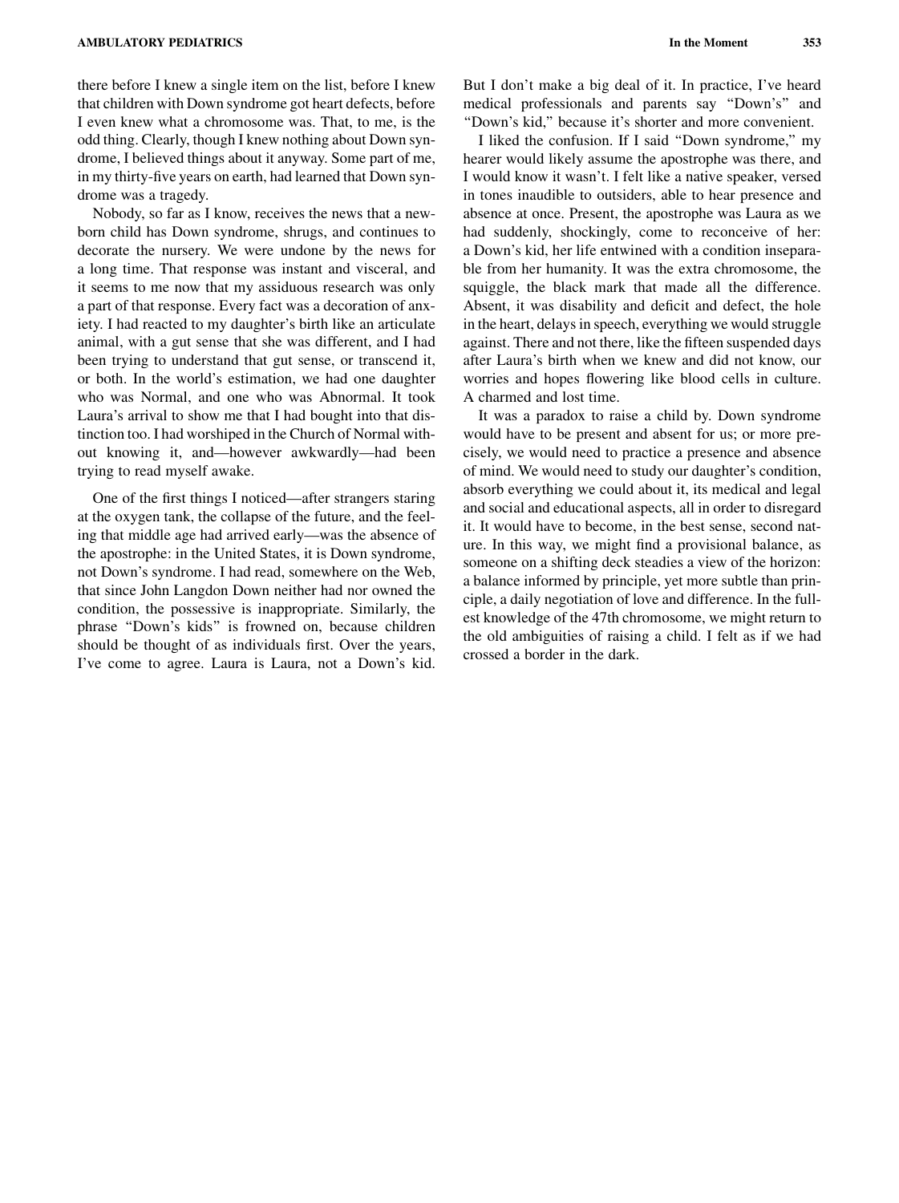there before I knew a single item on the list, before I knew that children with Down syndrome got heart defects, before I even knew what a chromosome was. That, to me, is the odd thing. Clearly, though I knew nothing about Down syndrome, I believed things about it anyway. Some part of me, in my thirty-five years on earth, had learned that Down syndrome was a tragedy.

Nobody, so far as I know, receives the news that a newborn child has Down syndrome, shrugs, and continues to decorate the nursery. We were undone by the news for a long time. That response was instant and visceral, and it seems to me now that my assiduous research was only a part of that response. Every fact was a decoration of anxiety. I had reacted to my daughter's birth like an articulate animal, with a gut sense that she was different, and I had been trying to understand that gut sense, or transcend it, or both. In the world's estimation, we had one daughter who was Normal, and one who was Abnormal. It took Laura's arrival to show me that I had bought into that distinction too. I had worshiped in the Church of Normal without knowing it, and—however awkwardly—had been trying to read myself awake.

One of the first things I noticed—after strangers staring at the oxygen tank, the collapse of the future, and the feeling that middle age had arrived early—was the absence of the apostrophe: in the United States, it is Down syndrome, not Down's syndrome. I had read, somewhere on the Web, that since John Langdon Down neither had nor owned the condition, the possessive is inappropriate. Similarly, the phrase "Down's kids" is frowned on, because children should be thought of as individuals first. Over the years, I've come to agree. Laura is Laura, not a Down's kid. But I don't make a big deal of it. In practice, I've heard medical professionals and parents say "Down's" and "Down's kid," because it's shorter and more convenient.

I liked the confusion. If I said "Down syndrome," my hearer would likely assume the apostrophe was there, and I would know it wasn't. I felt like a native speaker, versed in tones inaudible to outsiders, able to hear presence and absence at once. Present, the apostrophe was Laura as we had suddenly, shockingly, come to reconceive of her: a Down's kid, her life entwined with a condition inseparable from her humanity. It was the extra chromosome, the squiggle, the black mark that made all the difference. Absent, it was disability and deficit and defect, the hole in the heart, delays in speech, everything we would struggle against. There and not there, like the fifteen suspended days after Laura's birth when we knew and did not know, our worries and hopes flowering like blood cells in culture. A charmed and lost time.

It was a paradox to raise a child by. Down syndrome would have to be present and absent for us; or more precisely, we would need to practice a presence and absence of mind. We would need to study our daughter's condition, absorb everything we could about it, its medical and legal and social and educational aspects, all in order to disregard it. It would have to become, in the best sense, second nature. In this way, we might find a provisional balance, as someone on a shifting deck steadies a view of the horizon: a balance informed by principle, yet more subtle than principle, a daily negotiation of love and difference. In the fullest knowledge of the 47th chromosome, we might return to the old ambiguities of raising a child. I felt as if we had crossed a border in the dark.